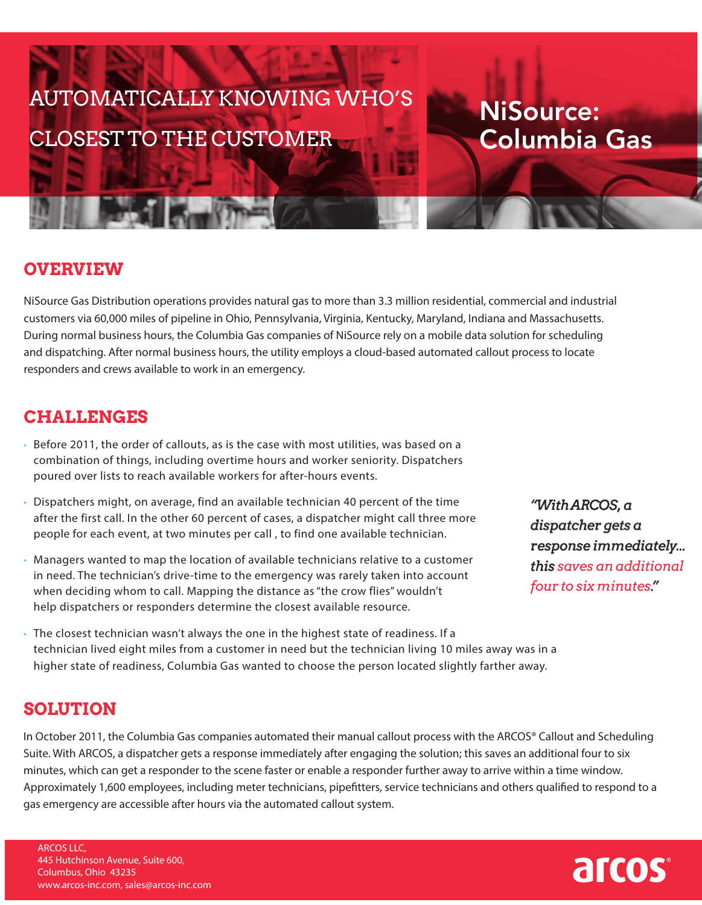# AUTOMATICALLY KNOWING WHO'S CLOSEST TO THE CUSTOMER

# NiSource: Columbia Gas

## OVERVIEW

NiSource Gas Distribution operations provides natural gas to more than 3.3 million residential, commercial and industrial customers via 60,000 miles of pipeline in Ohio, Pennsylvania, Virginia, Kentucky, Maryland, Indiana and Massachusetts. During normal business hours, the Columbia Gas companies of NiSource rely on a mobile data solution for scheduling and dispatching. After normal business hours, the utility employs a cloud-based automated callout process to locate responders and crews available to work in an emergency.

## CHALLENGES

- Before 2011, the order of callouts, as is the case with most utilities, was based on a combination of things, including overtime hours and worker seniority. Dispatchers poured over lists to reach available workers for after-hours events.
- Dispatchers might, on average, find an available technician 40 percent of the time after the first call. In the other 60 percent of cases, a dispatcher might call three more people for each event, at two minutes per call , to find one available technician.
- Managers wanted to map the location of available technicians relative to a customer in need. The technician's drive-time to the emergency was rarely taken into account when deciding whom to call. Mapping the distance as "the crow flies" wouldn't help dispatchers or responders determine the closest available resource.
- The closest technician wasn't always the one in the highest state of readiness. If a technician lived eight miles from a customer in need but the technician living 10 miles away was in a higher state of readiness, Columbia Gas wanted to choose the person located slightly farther away.

*"With ARCOS, a dispatcher gets a response immediately... this saves an additional four to six minutes."*

## SOLUTION

In October 2011, the Columbia Gas companies automated their manual callout process with the ARCOS® Callout and Scheduling Suite. With ARCOS, a dispatcher gets a response immediately after engaging the solution; this saves an additional four to six minutes, which can get a responder to the scene faster or enable a responder further away to arrive within a time window. Approximately 1,600 employees, including meter technicians, pipefitters, service technicians and others qualified to respond to a gas emergency are accessible after hours via the automated callout system.

ARCOS LLC,
445 Hutchinson Avenue, Suite 600,
Columbus, Ohio 43235
www.arcos-inc.com, sales@arcos-inc.com

arcos®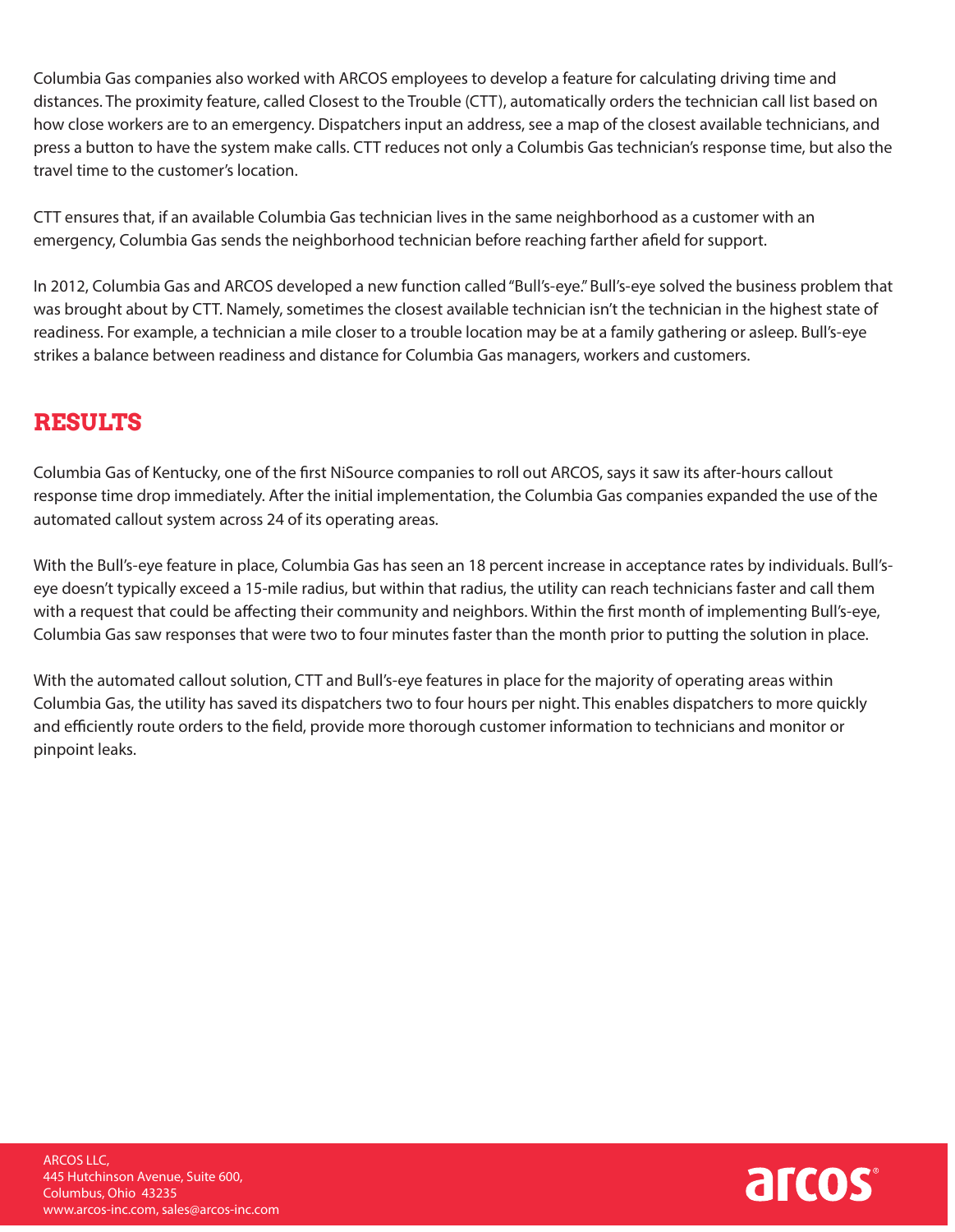Columbia Gas companies also worked with ARCOS employees to develop a feature for calculating driving time and distances. The proximity feature, called Closest to the Trouble (CTT), automatically orders the technician call list based on how close workers are to an emergency. Dispatchers input an address, see a map of the closest available technicians, and press a button to have the system make calls. CTT reduces not only a Columbis Gas technician's response time, but also the travel time to the customer's location.

CTT ensures that, if an available Columbia Gas technician lives in the same neighborhood as a customer with an emergency, Columbia Gas sends the neighborhood technician before reaching farther afield for support.

In 2012, Columbia Gas and ARCOS developed a new function called "Bull's-eye." Bull's-eye solved the business problem that was brought about by CTT. Namely, sometimes the closest available technician isn't the technician in the highest state of readiness. For example, a technician a mile closer to a trouble location may be at a family gathering or asleep. Bull's-eye strikes a balance between readiness and distance for Columbia Gas managers, workers and customers.

## RESULTS

Columbia Gas of Kentucky, one of the first NiSource companies to roll out ARCOS, says it saw its after-hours callout response time drop immediately. After the initial implementation, the Columbia Gas companies expanded the use of the automated callout system across 24 of its operating areas.

With the Bull's-eye feature in place, Columbia Gas has seen an 18 percent increase in acceptance rates by individuals. Bull's-eye doesn't typically exceed a 15-mile radius, but within that radius, the utility can reach technicians faster and call them with a request that could be affecting their community and neighbors. Within the first month of implementing Bull's-eye, Columbia Gas saw responses that were two to four minutes faster than the month prior to putting the solution in place.

With the automated callout solution, CTT and Bull's-eye features in place for the majority of operating areas within Columbia Gas, the utility has saved its dispatchers two to four hours per night. This enables dispatchers to more quickly and efficiently route orders to the field, provide more thorough customer information to technicians and monitor or pinpoint leaks.

ARCOS LLC,
445 Hutchinson Avenue, Suite 600,
Columbus, Ohio 43235
www.arcos-inc.com, sales@arcos-inc.com

arcos®